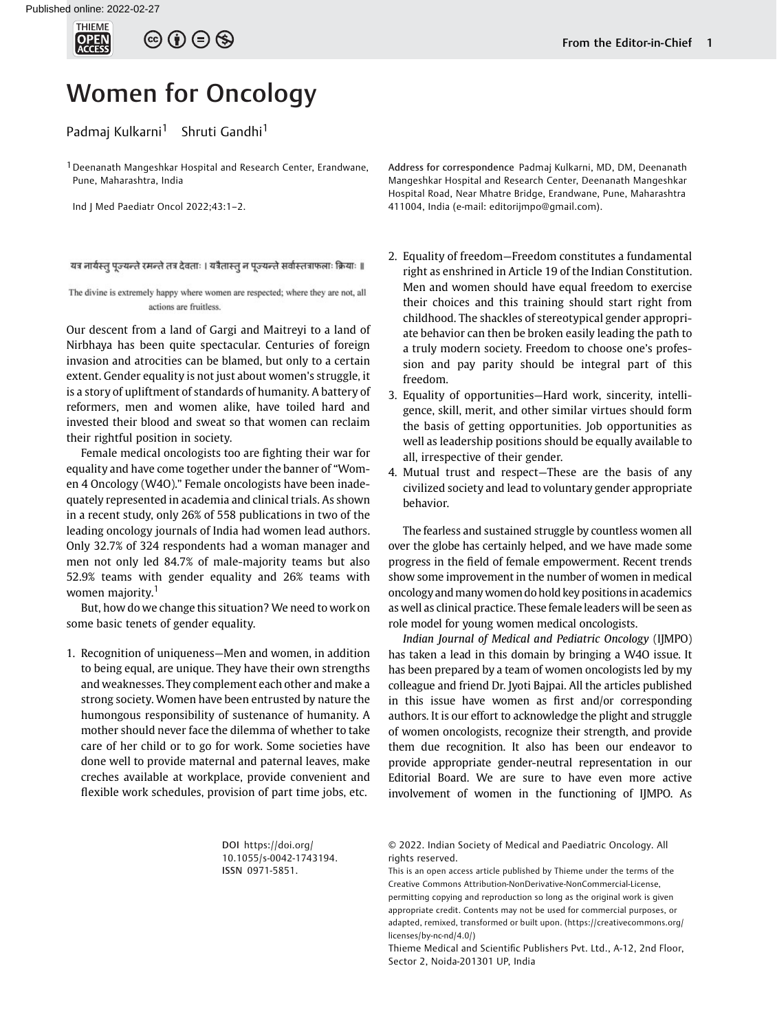# Women for Oncology

Padmaj Kulkarni[1] Shruti Gandhi[1]

[1] Deenanath Mangeshkar Hospital and Research Center, Erandwane, Pune, Maharashtra, India

Ind J Med Paediatr Oncol 2022;43:1–2.

Address for correspondence Padmaj Kulkarni, MD, DM, Deenanath Mangeshkar Hospital and Research Center, Deenanath Mangeshkar Hospital Road, Near Mhatre Bridge, Erandwane, Pune, Maharashtra 411004, India (e-mail: editorijmpo@gmail.com).

यत्र नार्यस्तु पूज्यन्ते रमन्ते तत्र देवताः । यत्रैतास्तु न पूज्यन्ते सर्वास्तत्राफलाः क्रियाः ॥

The divine is extremely happy where women are respected; where they are not, all actions are fruitless.

Our descent from a land of Gargi and Maitreyi to a land of Nirbhaya has been quite spectacular. Centuries of foreign invasion and atrocities can be blamed, but only to a certain extent. Gender equality is not just about women's struggle, it is a story of upliftment of standards of humanity. A battery of reformers, men and women alike, have toiled hard and invested their blood and sweat so that women can reclaim their rightful position in society.

Female medical oncologists too are fighting their war for equality and have come together under the banner of "Women 4 Oncology (W4O)." Female oncologists have been inadequately represented in academia and clinical trials. As shown in a recent study, only 26% of 558 publications in two of the leading oncology journals of India had women lead authors. Only 32.7% of 324 respondents had a woman manager and men not only led 84.7% of male-majority teams but also 52.9% teams with gender equality and 26% teams with women majority.[1]

But, how do we change this situation? We need to work on some basic tenets of gender equality.

1. Recognition of uniqueness—Men and women, in addition to being equal, are unique. They have their own strengths and weaknesses. They complement each other and make a strong society. Women have been entrusted by nature the humongous responsibility of sustenance of humanity. A mother should never face the dilemma of whether to take care of her child or to go for work. Some societies have done well to provide maternal and paternal leaves, make creches available at workplace, provide convenient and flexible work schedules, provision of part time jobs, etc.
2. Equality of freedom—Freedom constitutes a fundamental right as enshrined in Article 19 of the Indian Constitution. Men and women should have equal freedom to exercise their choices and this training should start right from childhood. The shackles of stereotypical gender appropriate behavior can then be broken easily leading the path to a truly modern society. Freedom to choose one's profession and pay parity should be integral part of this freedom.
3. Equality of opportunities—Hard work, sincerity, intelligence, skill, merit, and other similar virtues should form the basis of getting opportunities. Job opportunities as well as leadership positions should be equally available to all, irrespective of their gender.
4. Mutual trust and respect—These are the basis of any civilized society and lead to voluntary gender appropriate behavior.

The fearless and sustained struggle by countless women all over the globe has certainly helped, and we have made some progress in the field of female empowerment. Recent trends show some improvement in the number of women in medical oncology and many women do hold key positions in academics as well as clinical practice. These female leaders will be seen as role model for young women medical oncologists.

*Indian Journal of Medical and Pediatric Oncology* (IJMPO) has taken a lead in this domain by bringing a W4O issue. It has been prepared by a team of women oncologists led by my colleague and friend Dr. Jyoti Bajpai. All the articles published in this issue have women as first and/or corresponding authors. It is our effort to acknowledge the plight and struggle of women oncologists, recognize their strength, and provide them due recognition. It also has been our endeavor to provide appropriate gender-neutral representation in our Editorial Board. We are sure to have even more active involvement of women in the functioning of IJMPO. As

DOI https://doi.org/10.1055/s-0042-1743194.
ISSN 0971-5851.

© 2022. Indian Society of Medical and Paediatric Oncology. All rights reserved.

This is an open access article published by Thieme under the terms of the Creative Commons Attribution-NonDerivative-NonCommercial-License, permitting copying and reproduction so long as the original work is given appropriate credit. Contents may not be used for commercial purposes, or adapted, remixed, transformed or built upon. (https://creativecommons.org/licenses/by-nc-nd/4.0/)

Thieme Medical and Scientific Publishers Pvt. Ltd., A-12, 2nd Floor, Sector 2, Noida-201301 UP, India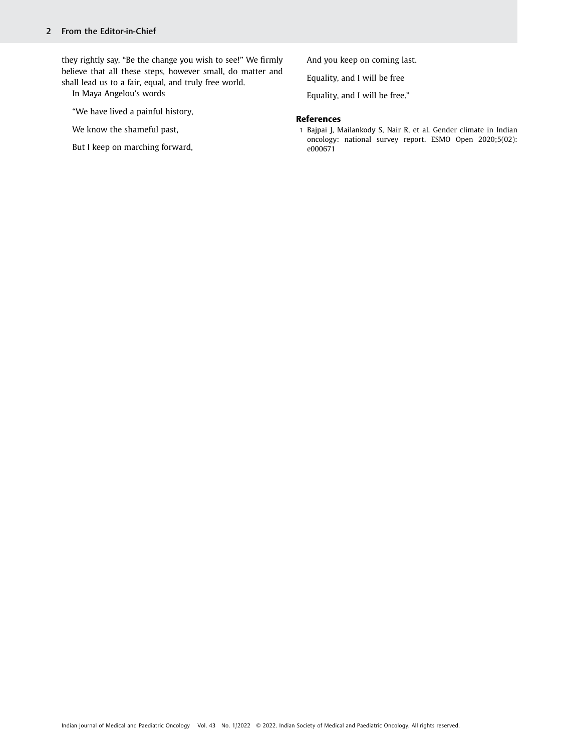they rightly say, "Be the change you wish to see!" We firmly believe that all these steps, however small, do matter and shall lead us to a fair, equal, and truly free world.

In Maya Angelou's words

"We have lived a painful history,

We know the shameful past,

But I keep on marching forward,

And you keep on coming last.

Equality, and I will be free

Equality, and I will be free."

## References

1 Bajpai J, Mailankody S, Nair R, et al. Gender climate in Indian oncology: national survey report. ESMO Open 2020;5(02): e000671